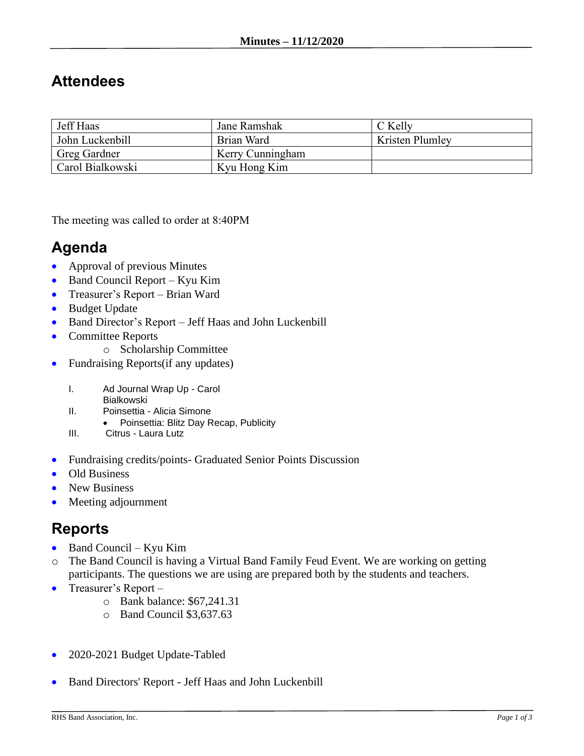**Minutes – 11/12/2020**

## Attendees

| Jeff Haas | Jane Ramshak | C Kelly |
|---|---|---|
| John Luckenbill | Brian Ward | Kristen Plumley |
| Greg Gardner | Kerry Cunningham | |
| Carol Bialkowski | Kyu Hong Kim | |

The meeting was called to order at 8:40PM

## Agenda

- Approval of previous Minutes
- Band Council Report – Kyu Kim
- Treasurer's Report – Brian Ward
- Budget Update
- Band Director's Report – Jeff Haas and John Luckenbill
- Committee Reports
  - Scholarship Committee
- Fundraising Reports(if any updates)

  I. Ad Journal Wrap Up - Carol Bialkowski
  II. Poinsettia - Alicia Simone
     - Poinsettia: Blitz Day Recap, Publicity
  III. Citrus - Laura Lutz

- Fundraising credits/points- Graduated Senior Points Discussion
- Old Business
- New Business
- Meeting adjournment

## Reports

- Band Council – Kyu Kim
- The Band Council is having a Virtual Band Family Feud Event. We are working on getting participants. The questions we are using are prepared both by the students and teachers.
- Treasurer's Report –
  - Bank balance: $67,241.31
  - Band Council $3,637.63

- 2020-2021 Budget Update-Tabled

- Band Directors' Report - Jeff Haas and John Luckenbill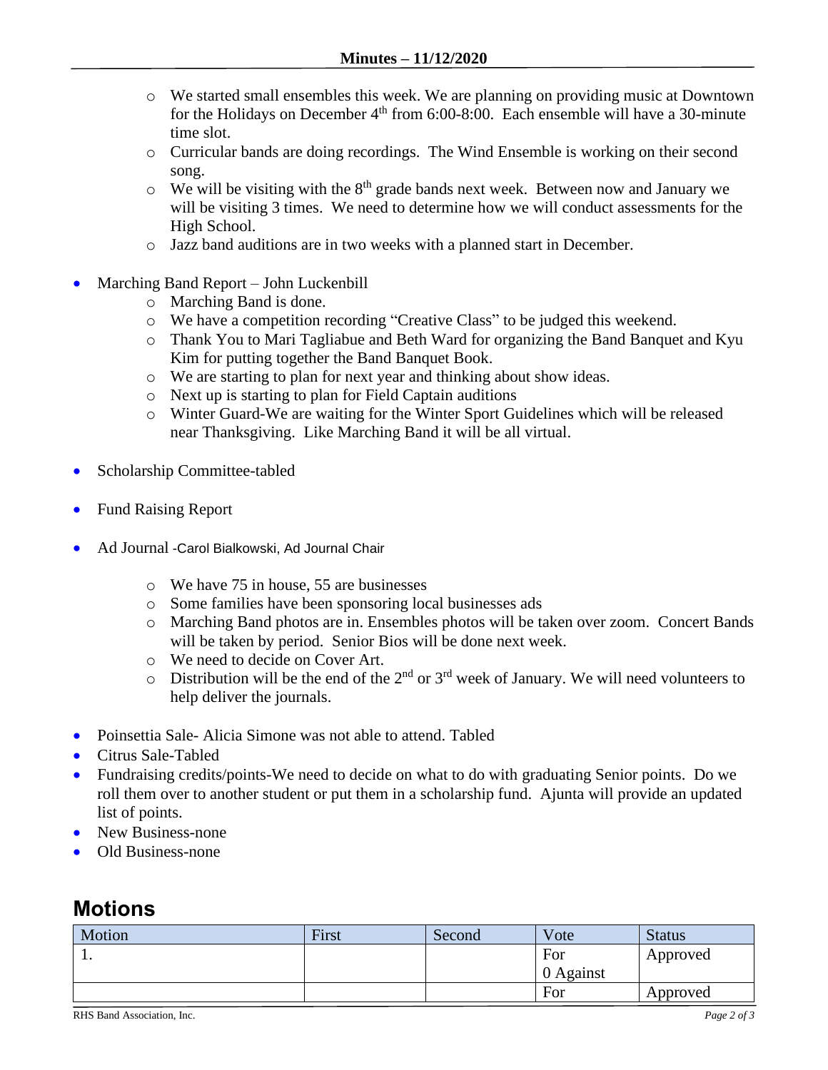- We started small ensembles this week. We are planning on providing music at Downtown for the Holidays on December 4th from 6:00-8:00. Each ensemble will have a 30-minute time slot.
- Curricular bands are doing recordings. The Wind Ensemble is working on their second song.
- We will be visiting with the 8th grade bands next week. Between now and January we will be visiting 3 times. We need to determine how we will conduct assessments for the High School.
- Jazz band auditions are in two weeks with a planned start in December.

- Marching Band Report – John Luckenbill
  - Marching Band is done.
  - We have a competition recording "Creative Class" to be judged this weekend.
  - Thank You to Mari Tagliabue and Beth Ward for organizing the Band Banquet and Kyu Kim for putting together the Band Banquet Book.
  - We are starting to plan for next year and thinking about show ideas.
  - Next up is starting to plan for Field Captain auditions
  - Winter Guard-We are waiting for the Winter Sport Guidelines which will be released near Thanksgiving. Like Marching Band it will be all virtual.

- Scholarship Committee-tabled

- Fund Raising Report

- Ad Journal -Carol Bialkowski, Ad Journal Chair
  - We have 75 in house, 55 are businesses
  - Some families have been sponsoring local businesses ads
  - Marching Band photos are in. Ensembles photos will be taken over zoom. Concert Bands will be taken by period. Senior Bios will be done next week.
  - We need to decide on Cover Art.
  - Distribution will be the end of the 2nd or 3rd week of January. We will need volunteers to help deliver the journals.

- Poinsettia Sale- Alicia Simone was not able to attend. Tabled
- Citrus Sale-Tabled
- Fundraising credits/points-We need to decide on what to do with graduating Senior points. Do we roll them over to another student or put them in a scholarship fund. Ajunta will provide an updated list of points.
- New Business-none
- Old Business-none

## Motions

| Motion | First | Second | Vote | Status |
|---|---|---|---|---|
| 1. | | | For<br>0 Against | Approved |
| | | | For | Approved |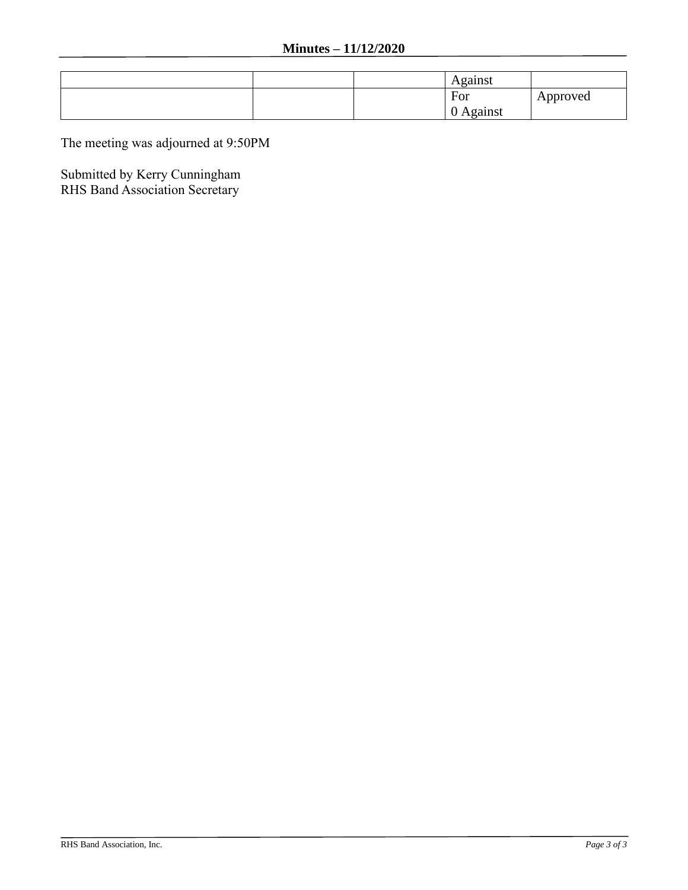| | | | | |
|---|---|---|---|---|
| | | | Against | |
| | | | For<br>0 Against | Approved |

The meeting was adjourned at 9:50PM

Submitted by Kerry Cunningham
RHS Band Association Secretary